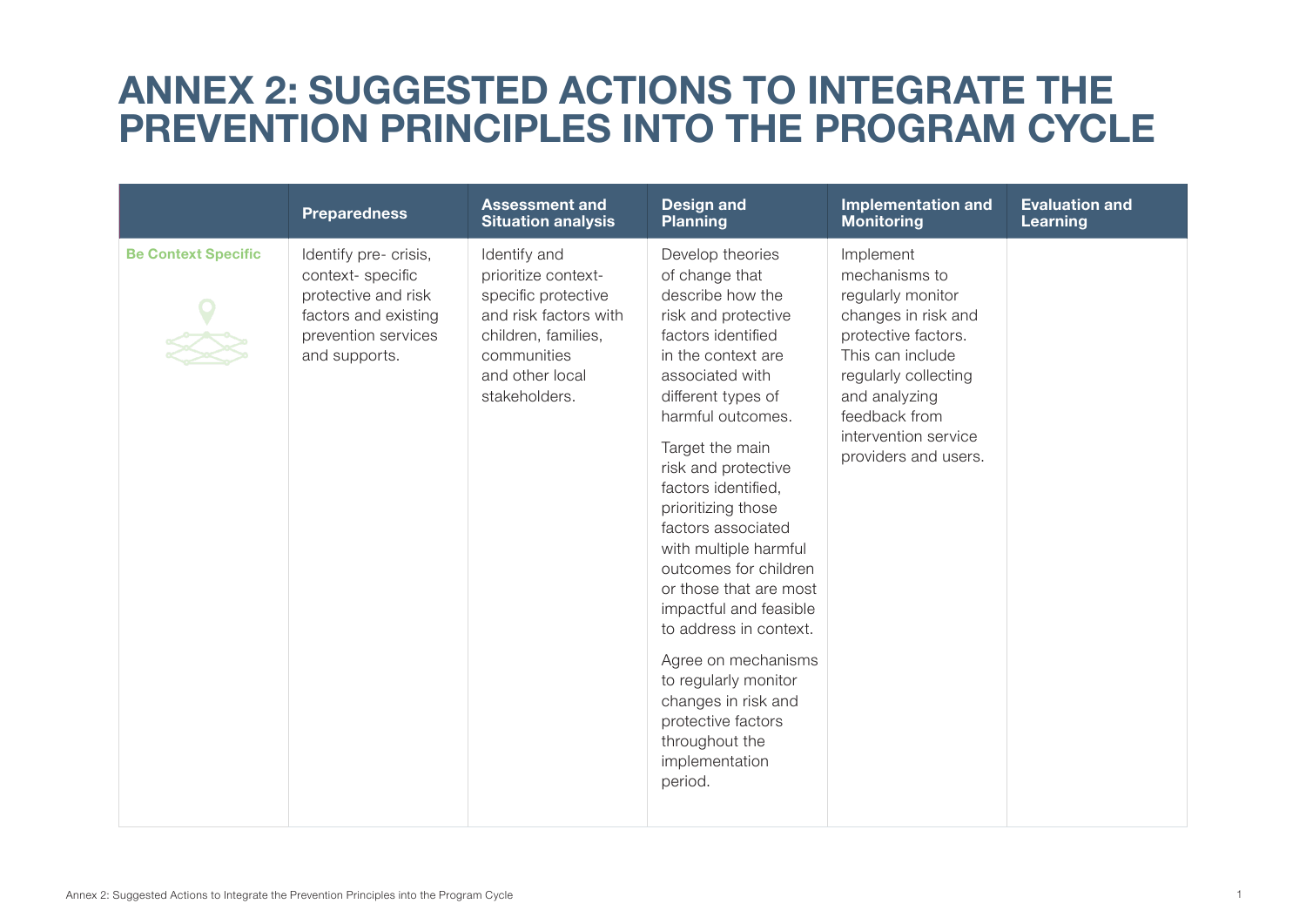# ANNEX 2: SUGGESTED ACTIONS TO INTEGRATE THE PREVENTION PRINCIPLES INTO THE PROGRAM CYCLE

| | Preparedness | Assessment and Situation analysis | Design and Planning | Implementation and Monitoring | Evaluation and Learning |
|---|---|---|---|---|---|
| **Be Context Specific** | Identify pre- crisis, context- specific protective and risk factors and existing prevention services and supports. | Identify and prioritize context-specific protective and risk factors with children, families, communities and other local stakeholders. | Develop theories of change that describe how the risk and protective factors identified in the context are associated with different types of harmful outcomes.<br><br>Target the main risk and protective factors identified, prioritizing those factors associated with multiple harmful outcomes for children or those that are most impactful and feasible to address in context.<br><br>Agree on mechanisms to regularly monitor changes in risk and protective factors throughout the implementation period. | Implement mechanisms to regularly monitor changes in risk and protective factors. This can include regularly collecting and analyzing feedback from intervention service providers and users. | |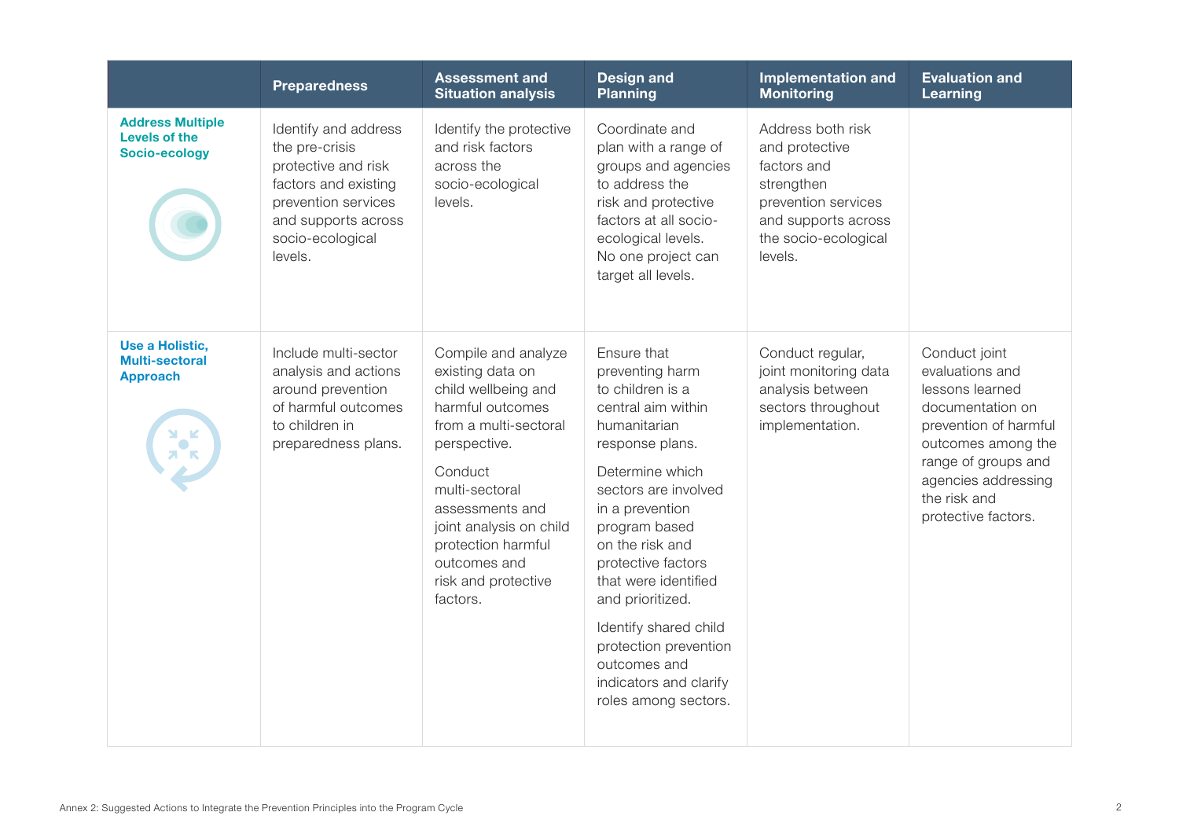| | Preparedness | Assessment and Situation analysis | Design and Planning | Implementation and Monitoring | Evaluation and Learning |
|---|---|---|---|---|---|
| **Address Multiple Levels of the Socio-ecology** | Identify and address the pre-crisis protective and risk factors and existing prevention services and supports across socio-ecological levels. | Identify the protective and risk factors across the socio-ecological levels. | Coordinate and plan with a range of groups and agencies to address the risk and protective factors at all socio-ecological levels. No one project can target all levels. | Address both risk and protective factors and strengthen prevention services and supports across the socio-ecological levels. | |
| **Use a Holistic, Multi-sectoral Approach** | Include multi-sector analysis and actions around prevention of harmful outcomes to children in preparedness plans. | Compile and analyze existing data on child wellbeing and harmful outcomes from a multi-sectoral perspective.<br><br>Conduct multi-sectoral assessments and joint analysis on child protection harmful outcomes and risk and protective factors. | Ensure that preventing harm to children is a central aim within humanitarian response plans.<br><br>Determine which sectors are involved in a prevention program based on the risk and protective factors that were identified and prioritized.<br><br>Identify shared child protection prevention outcomes and indicators and clarify roles among sectors. | Conduct regular, joint monitoring data analysis between sectors throughout implementation. | Conduct joint evaluations and lessons learned documentation on prevention of harmful outcomes among the range of groups and agencies addressing the risk and protective factors. |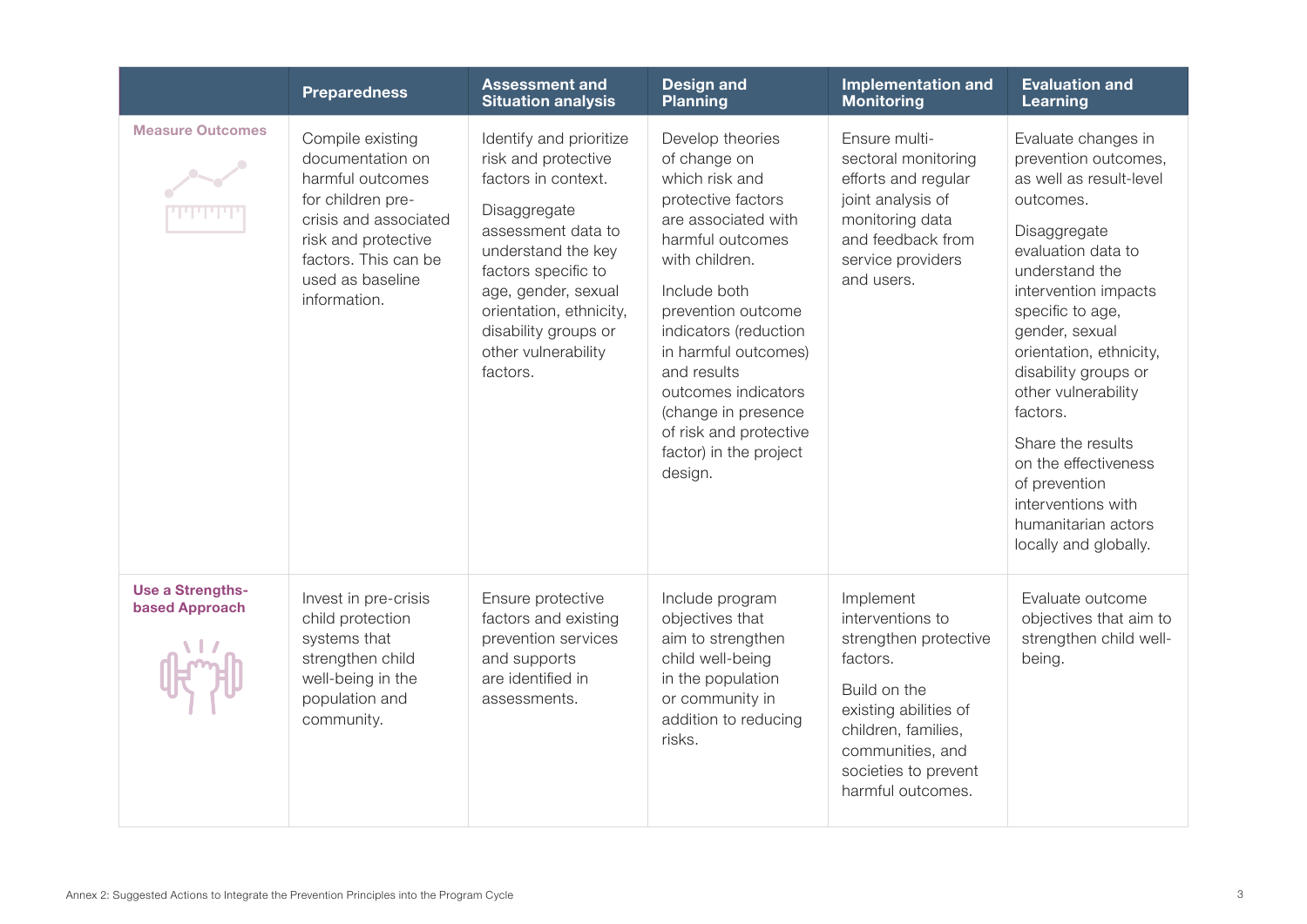| | Preparedness | Assessment and Situation analysis | Design and Planning | Implementation and Monitoring | Evaluation and Learning |
|---|---|---|---|---|---|
| **Measure Outcomes** | Compile existing documentation on harmful outcomes for children pre-crisis and associated risk and protective factors. This can be used as baseline information. | Identify and prioritize risk and protective factors in context.<br><br>Disaggregate assessment data to understand the key factors specific to age, gender, sexual orientation, ethnicity, disability groups or other vulnerability factors. | Develop theories of change on which risk and protective factors are associated with harmful outcomes with children.<br><br>Include both prevention outcome indicators (reduction in harmful outcomes) and results outcomes indicators (change in presence of risk and protective factor) in the project design. | Ensure multi-sectoral monitoring efforts and regular joint analysis of monitoring data and feedback from service providers and users. | Evaluate changes in prevention outcomes, as well as result-level outcomes.<br><br>Disaggregate evaluation data to understand the intervention impacts specific to age, gender, sexual orientation, ethnicity, disability groups or other vulnerability factors.<br><br>Share the results on the effectiveness of prevention interventions with humanitarian actors locally and globally. |
| **Use a Strengths-based Approach** | Invest in pre-crisis child protection systems that strengthen child well-being in the population and community. | Ensure protective factors and existing prevention services and supports are identified in assessments. | Include program objectives that aim to strengthen child well-being in the population or community in addition to reducing risks. | Implement interventions to strengthen protective factors.<br><br>Build on the existing abilities of children, families, communities, and societies to prevent harmful outcomes. | Evaluate outcome objectives that aim to strengthen child well-being. |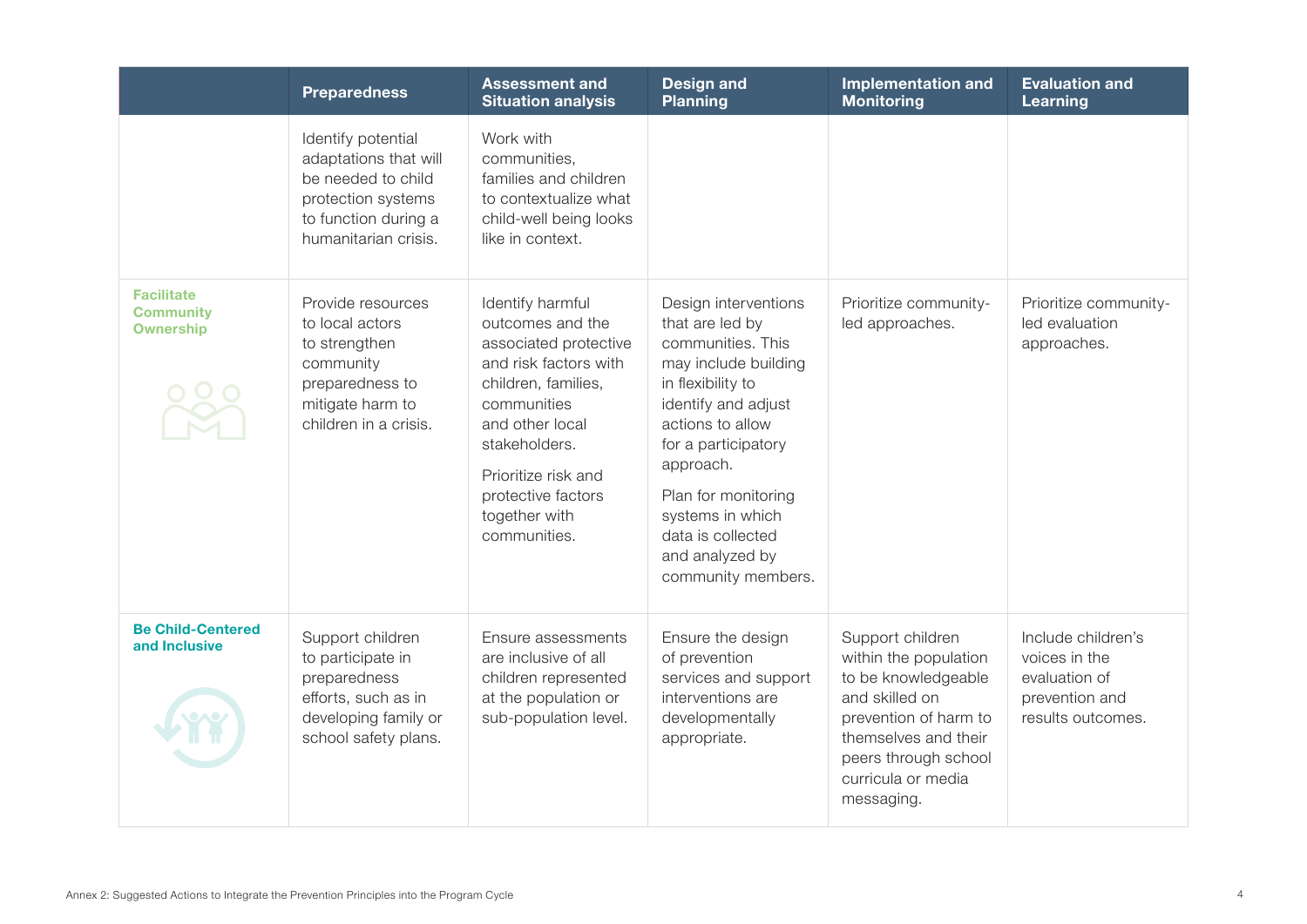| | Preparedness | Assessment and Situation analysis | Design and Planning | Implementation and Monitoring | Evaluation and Learning |
|---|---|---|---|---|---|
| | Identify potential adaptations that will be needed to child protection systems to function during a humanitarian crisis. | Work with communities, families and children to contextualize what child-well being looks like in context. | | | |
| **Facilitate Community Ownership** | Provide resources to local actors to strengthen community preparedness to mitigate harm to children in a crisis. | Identify harmful outcomes and the associated protective and risk factors with children, families, communities and other local stakeholders.<br><br>Prioritize risk and protective factors together with communities. | Design interventions that are led by communities. This may include building in flexibility to identify and adjust actions to allow for a participatory approach.<br><br>Plan for monitoring systems in which data is collected and analyzed by community members. | Prioritize community-led approaches. | Prioritize community-led evaluation approaches. |
| **Be Child-Centered and Inclusive** | Support children to participate in preparedness efforts, such as in developing family or school safety plans. | Ensure assessments are inclusive of all children represented at the population or sub-population level. | Ensure the design of prevention services and support interventions are developmentally appropriate. | Support children within the population to be knowledgeable and skilled on prevention of harm to themselves and their peers through school curricula or media messaging. | Include children's voices in the evaluation of prevention and results outcomes. |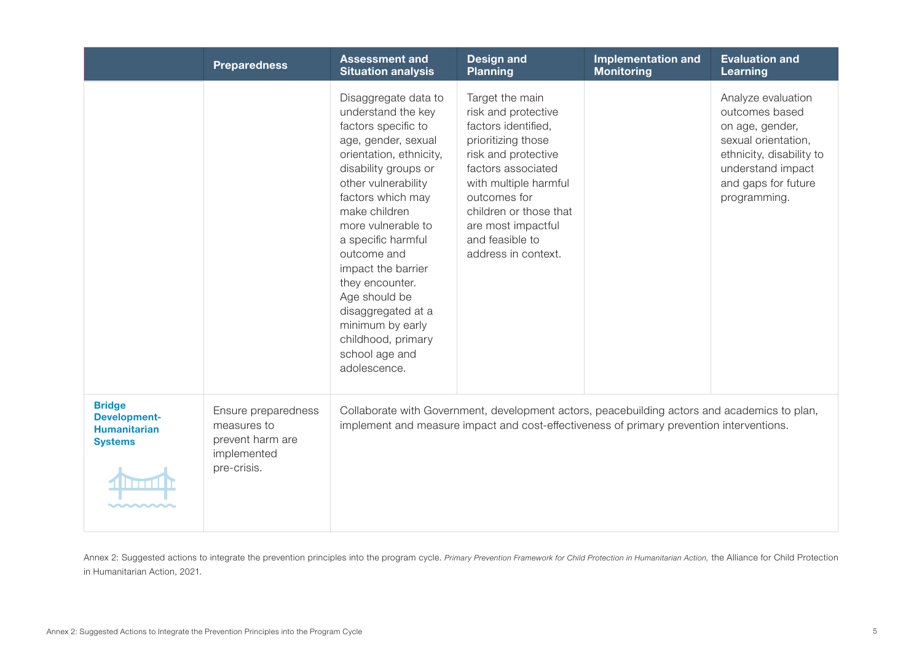| | Preparedness | Assessment and Situation analysis | Design and Planning | Implementation and Monitoring | Evaluation and Learning |
|---|---|---|---|---|---|
| | | Disaggregate data to understand the key factors specific to age, gender, sexual orientation, ethnicity, disability groups or other vulnerability factors which may make children more vulnerable to a specific harmful outcome and impact the barrier they encounter. Age should be disaggregated at a minimum by early childhood, primary school age and adolescence. | Target the main risk and protective factors identified, prioritizing those risk and protective factors associated with multiple harmful outcomes for children or those that are most impactful and feasible to address in context. | | Analyze evaluation outcomes based on age, gender, sexual orientation, ethnicity, disability to understand impact and gaps for future programming. |
| **Bridge Development-Humanitarian Systems** | Ensure preparedness measures to prevent harm are implemented pre-crisis. | Collaborate with Government, development actors, peacebuilding actors and academics to plan, implement and measure impact and cost-effectiveness of primary prevention interventions. | | | |

Annex 2: Suggested actions to integrate the prevention principles into the program cycle. *Primary Prevention Framework for Child Protection in Humanitarian Action,* the Alliance for Child Protection in Humanitarian Action, 2021.